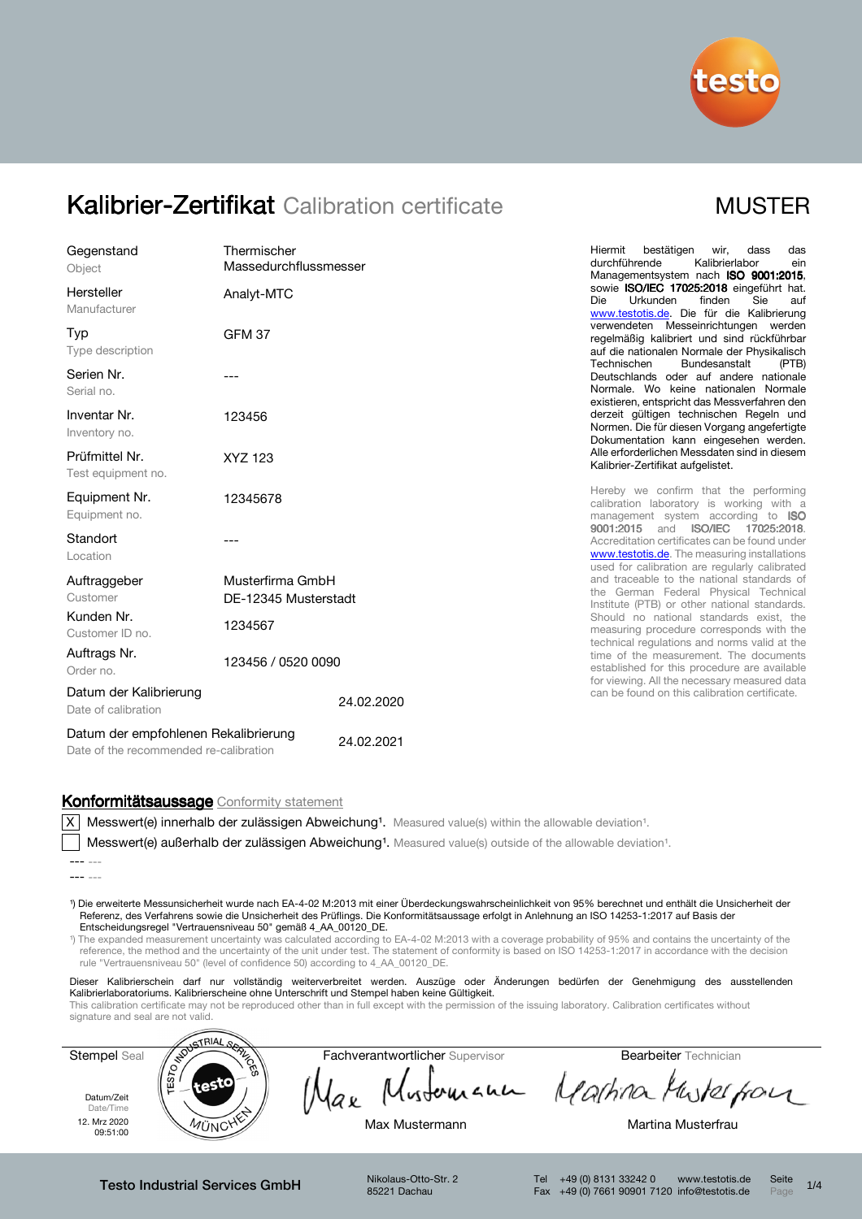# Kalibrier-Zertifikat Calibration certificate

MUSTER

| | |
|---|---|
| Gegenstand<br>Object | Thermischer Massedurchflussmesser |
| Hersteller<br>Manufacturer | Analyt-MTC |
| Typ<br>Type description | GFM 37 |
| Serien Nr.<br>Serial no. | --- |
| Inventar Nr.<br>Inventory no. | 123456 |
| Prüfmittel Nr.<br>Test equipment no. | XYZ 123 |
| Equipment Nr.<br>Equipment no. | 12345678 |
| Standort<br>Location | --- |
| Auftraggeber<br>Customer | Musterfirma GmbH<br>DE-12345 Musterstadt |
| Kunden Nr.<br>Customer ID no. | 1234567 |
| Auftrags Nr.<br>Order no. | 123456 / 0520 0090 |
| Datum der Kalibrierung<br>Date of calibration | 24.02.2020 |
| Datum der empfohlenen Rekalibrierung<br>Date of the recommended re-calibration | 24.02.2021 |

Hiermit bestätigen wir, dass das durchführende Kalibrierlabor ein Managementsystem nach **ISO 9001:2015**, sowie **ISO/IEC 17025:2018** eingeführt hat. Die Urkunden finden Sie auf www.testotis.de. Die für die Kalibrierung verwendeten Messeinrichtungen werden regelmäßig kalibriert und sind rückführbar auf die nationalen Normale der Physikalisch Technischen Bundesanstalt (PTB) Deutschlands oder auf andere nationale Normale. Wo keine nationalen Normale existieren, entspricht das Messverfahren den derzeit gültigen technischen Regeln und Normen. Die für diesen Vorgang angefertigte Dokumentation kann eingesehen werden. Alle erforderlichen Messdaten sind in diesem Kalibrier-Zertifikat aufgelistet.

Hereby we confirm that the performing calibration laboratory is working with a management system according to **ISO 9001:2015** and **ISO/IEC 17025:2018**. Accreditation certificates can be found under www.testotis.de. The measuring installations used for calibration are regularly calibrated and traceable to the national standards of the German Federal Physical Technical Institute (PTB) or other national standards. Should no national standards exist, the measuring procedure corresponds with the technical regulations and norms valid at the time of the measurement. The documents established for this procedure are available for viewing. All the necessary measured data can be found on this calibration certificate.

## Konformitätsaussage Conformity statement

- [X] Messwert(e) innerhalb der zulässigen Abweichung[1]. Measured value(s) within the allowable deviation[1].
- [ ] Messwert(e) außerhalb der zulässigen Abweichung[1]. Measured value(s) outside of the allowable deviation[1].

--- ---

--- ---

[1]) Die erweiterte Messunsicherheit wurde nach EA-4-02 M:2013 mit einer Überdeckungswahrscheinlichkeit von 95% berechnet und enthält die Unsicherheit der Referenz, des Verfahrens sowie die Unsicherheit des Prüflings. Die Konformitätsaussage erfolgt in Anlehnung an ISO 14253-1:2017 auf Basis der Entscheidungsregel "Vertrauensniveau 50" gemäß 4_AA_00120_DE.

[1]) The expanded measurement uncertainty was calculated according to EA-4-02 M:2013 with a coverage probability of 95% and contains the uncertainty of the reference, the method and the uncertainty of the unit under test. The statement of conformity is based on ISO 14253-1:2017 in accordance with the decision rule "Vertrauensniveau 50" (level of confidence 50) according to 4_AA_00120_DE.

Dieser Kalibrierschein darf nur vollständig weiterverbreitet werden. Auszüge oder Änderungen bedürfen der Genehmigung des ausstellenden Kalibrierlaboratoriums. Kalibrierscheine ohne Unterschrift und Stempel haben keine Gültigkeit.

This calibration certificate may not be reproduced other than in full except with the permission of the issuing laboratory. Calibration certificates without signature and seal are not valid.

| Stempel Seal | Fachverantwortlicher Supervisor | Bearbeiter Technician |
|---|---|---|
| Datum/Zeit Date/Time<br>12. Mrz 2020<br>09:51:00 | Max Mustermann | Martina Musterfrau |

Testo Industrial Services GmbH — Nikolaus-Otto-Str. 2, 85221 Dachau — Tel +49 (0) 8131 33242 0, Fax +49 (0) 7661 90901 7120 — www.testotis.de, info@testotis.de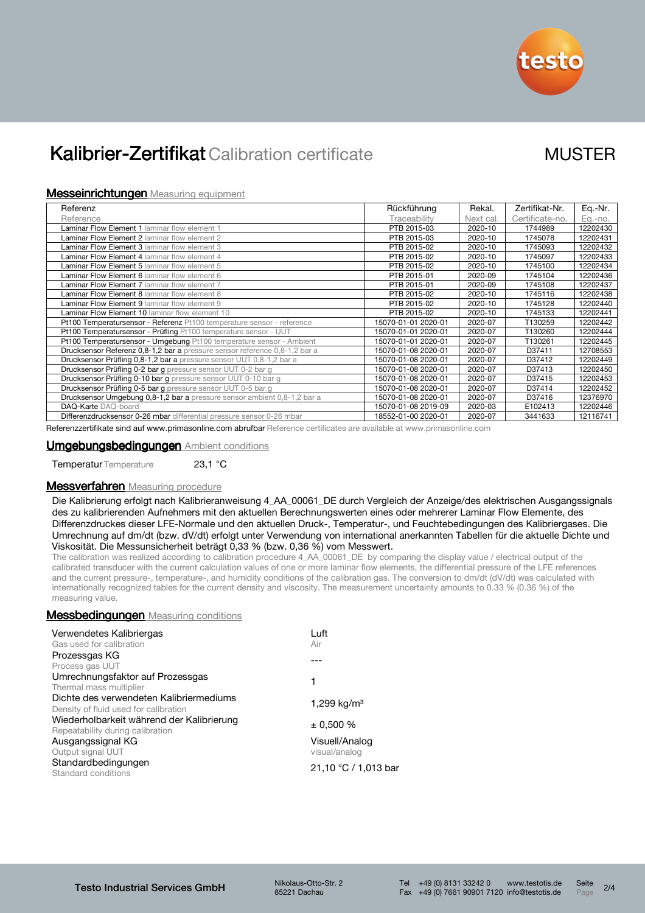# Kalibrier-Zertifikat Calibration certificate

MUSTER

## Messeinrichtungen Measuring equipment

| Referenz<br>Reference | Rückführung<br>Traceability | Rekal.<br>Next cal. | Zertifikat-Nr.<br>Certificate-no. | Eq.-Nr.<br>Eq.-no. |
|---|---|---|---|---|
| Laminar Flow Element 1 laminar flow element 1 | PTB 2015-03 | 2020-10 | 1744989 | 12202430 |
| Laminar Flow Element 2 laminar flow element 2 | PTB 2015-03 | 2020-10 | 1745078 | 12202431 |
| Laminar Flow Element 3 laminar flow element 3 | PTB 2015-02 | 2020-10 | 1745093 | 12202432 |
| Laminar Flow Element 4 laminar flow element 4 | PTB 2015-02 | 2020-10 | 1745097 | 12202433 |
| Laminar Flow Element 5 laminar flow element 5 | PTB 2015-02 | 2020-10 | 1745100 | 12202434 |
| Laminar Flow Element 6 laminar flow element 6 | PTB 2015-01 | 2020-09 | 1745104 | 12202436 |
| Laminar Flow Element 7 laminar flow element 7 | PTB 2015-01 | 2020-09 | 1745108 | 12202437 |
| Laminar Flow Element 8 laminar flow element 8 | PTB 2015-02 | 2020-10 | 1745116 | 12202438 |
| Laminar Flow Element 9 laminar flow element 9 | PTB 2015-02 | 2020-10 | 1745128 | 12202440 |
| Laminar Flow Element 10 laminar flow element 10 | PTB 2015-02 | 2020-10 | 1745133 | 12202441 |
| Pt100 Temperatursensor - Referenz Pt100 temperature sensor - reference | 15070-01-01 2020-01 | 2020-07 | T130259 | 12202442 |
| Pt100 Temperatursensor - Prüfling Pt100 temperature sensor - UUT | 15070-01-01 2020-01 | 2020-07 | T130260 | 12202444 |
| Pt100 Temperatursensor - Umgebung Pt100 temperature sensor - Ambient | 15070-01-01 2020-01 | 2020-07 | T130261 | 12202445 |
| Drucksensor Referenz 0,8-1,2 bar a pressure sensor reference 0,8-1,2 bar a | 15070-01-08 2020-01 | 2020-07 | D37411 | 12708553 |
| Drucksensor Prüfling 0,8-1,2 bar a pressure sensor UUT 0,8-1,2 bar a | 15070-01-08 2020-01 | 2020-07 | D37412 | 12202449 |
| Drucksensor Prüfling 0-2 bar g pressure sensor UUT 0-2 bar g | 15070-01-08 2020-01 | 2020-07 | D37413 | 12202450 |
| Drucksensor Prüfling 0-10 bar g pressure sensor UUT 0-10 bar g | 15070-01-08 2020-01 | 2020-07 | D37415 | 12202453 |
| Drucksensor Prüfling 0-5 bar g pressure sensor UUT 0-5 bar g | 15070-01-08 2020-01 | 2020-07 | D37414 | 12202452 |
| Drucksensor Umgebung 0,8-1,2 bar a pressure sensor ambient 0,8-1,2 bar a | 15070-01-08 2020-01 | 2020-07 | D37416 | 12376970 |
| DAQ-Karte DAQ-board | 15070-01-08 2019-09 | 2020-03 | E102413 | 12202446 |
| Differenzdrucksensor 0-26 mbar differential pressure sensor 0-26 mbar | 18552-01-00 2020-01 | 2020-07 | 3441633 | 12116741 |

Referenzzertifikate sind auf www.primasonline.com abrufbar Reference certificates are available at www.primasonline.com

## Umgebungsbedingungen Ambient conditions

Temperatur Temperature 23,1 °C

## Messverfahren Measuring procedure

Die Kalibrierung erfolgt nach Kalibrieranweisung 4_AA_00061_DE durch Vergleich der Anzeige/des elektrischen Ausgangssignals des zu kalibrierenden Aufnehmers mit den aktuellen Berechnungswerten eines oder mehrerer Laminar Flow Elemente, des Differenzdruckes dieser LFE-Normale und den aktuellen Druck-, Temperatur-, und Feuchtebedingungen des Kalibriergases. Die Umrechnung auf dm/dt (bzw. dV/dt) erfolgt unter Verwendung von international anerkannten Tabellen für die aktuelle Dichte und Viskosität. Die Messunsicherheit beträgt 0,33 % (bzw. 0,36 %) vom Messwert.

The calibration was realized according to calibration procedure 4_AA_00061_DE by comparing the display value / electrical output of the calibrated transducer with the current calculation values of one or more laminar flow elements, the differential pressure of the LFE references and the current pressure-, temperature-, and humidity conditions of the calibration gas. The conversion to dm/dt (dV/dt) was calculated with internationally recognized tables for the current density and viscosity. The measurement uncertainty amounts to 0.33 % (0.36 %) of the measuring value.

## Messbedingungen Measuring conditions

| | |
|---|---|
| Verwendetes Kalibriergas<br>Gas used for calibration | Luft<br>Air |
| Prozessgas KG<br>Process gas UUT | --- |
| Umrechnungsfaktor auf Prozessgas<br>Thermal mass multiplier | 1 |
| Dichte des verwendeten Kalibriermediums<br>Density of fluid used for calibration | 1,299 kg/m³ |
| Wiederholbarkeit während der Kalibrierung<br>Repeatability during calibration | ± 0,500 % |
| Ausgangssignal KG<br>Output signal UUT | Visuell/Analog<br>visual/analog |
| Standardbedingungen<br>Standard conditions | 21,10 °C / 1,013 bar |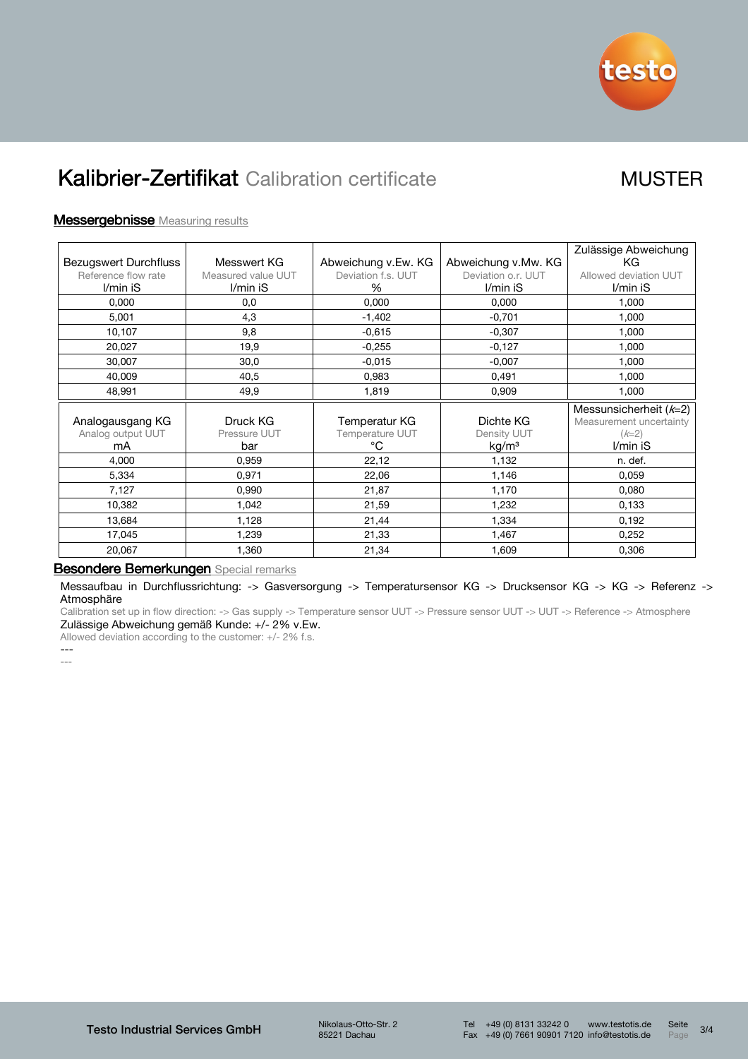# Kalibrier-Zertifikat Calibration certificate

MUSTER

## Messergebnisse Measuring results

| Bezugswert Durchfluss<br>Reference flow rate<br>l/min iS | Messwert KG<br>Measured value UUT<br>l/min iS | Abweichung v.Ew. KG<br>Deviation f.s. UUT<br>% | Abweichung v.Mw. KG<br>Deviation o.r. UUT<br>l/min iS | Zulässige Abweichung KG<br>Allowed deviation UUT<br>l/min iS |
|---|---|---|---|---|
| 0,000 | 0,0 | 0,000 | 0,000 | 1,000 |
| 5,001 | 4,3 | -1,402 | -0,701 | 1,000 |
| 10,107 | 9,8 | -0,615 | -0,307 | 1,000 |
| 20,027 | 19,9 | -0,255 | -0,127 | 1,000 |
| 30,007 | 30,0 | -0,015 | -0,007 | 1,000 |
| 40,009 | 40,5 | 0,983 | 0,491 | 1,000 |
| 48,991 | 49,9 | 1,819 | 0,909 | 1,000 |

| Analogausgang KG<br>Analog output UUT<br>mA | Druck KG<br>Pressure UUT<br>bar | Temperatur KG<br>Temperature UUT<br>°C | Dichte KG<br>Density UUT<br>kg/m³ | Messunsicherheit ($k$=2)<br>Measurement uncertainty ($k$=2)<br>l/min iS |
|---|---|---|---|---|
| 4,000 | 0,959 | 22,12 | 1,132 | n. def. |
| 5,334 | 0,971 | 22,06 | 1,146 | 0,059 |
| 7,127 | 0,990 | 21,87 | 1,170 | 0,080 |
| 10,382 | 1,042 | 21,59 | 1,232 | 0,133 |
| 13,684 | 1,128 | 21,44 | 1,334 | 0,192 |
| 17,045 | 1,239 | 21,33 | 1,467 | 0,252 |
| 20,067 | 1,360 | 21,34 | 1,609 | 0,306 |

## Besondere Bemerkungen Special remarks

Messaufbau in Durchflussrichtung: -> Gasversorgung -> Temperatursensor KG -> Drucksensor KG -> KG -> Referenz -> Atmosphäre

Calibration set up in flow direction: -> Gas supply -> Temperature sensor UUT -> Pressure sensor UUT -> UUT -> Reference -> Atmosphere

Zulässige Abweichung gemäß Kunde: +/- 2% v.Ew.

Allowed deviation according to the customer: +/- 2% f.s.

---

---

Testo Industrial Services GmbH

Nikolaus-Otto-Str. 2
85221 Dachau

Tel +49 (0) 8131 33242 0
Fax +49 (0) 7661 90901 7120

www.testotis.de
info@testotis.de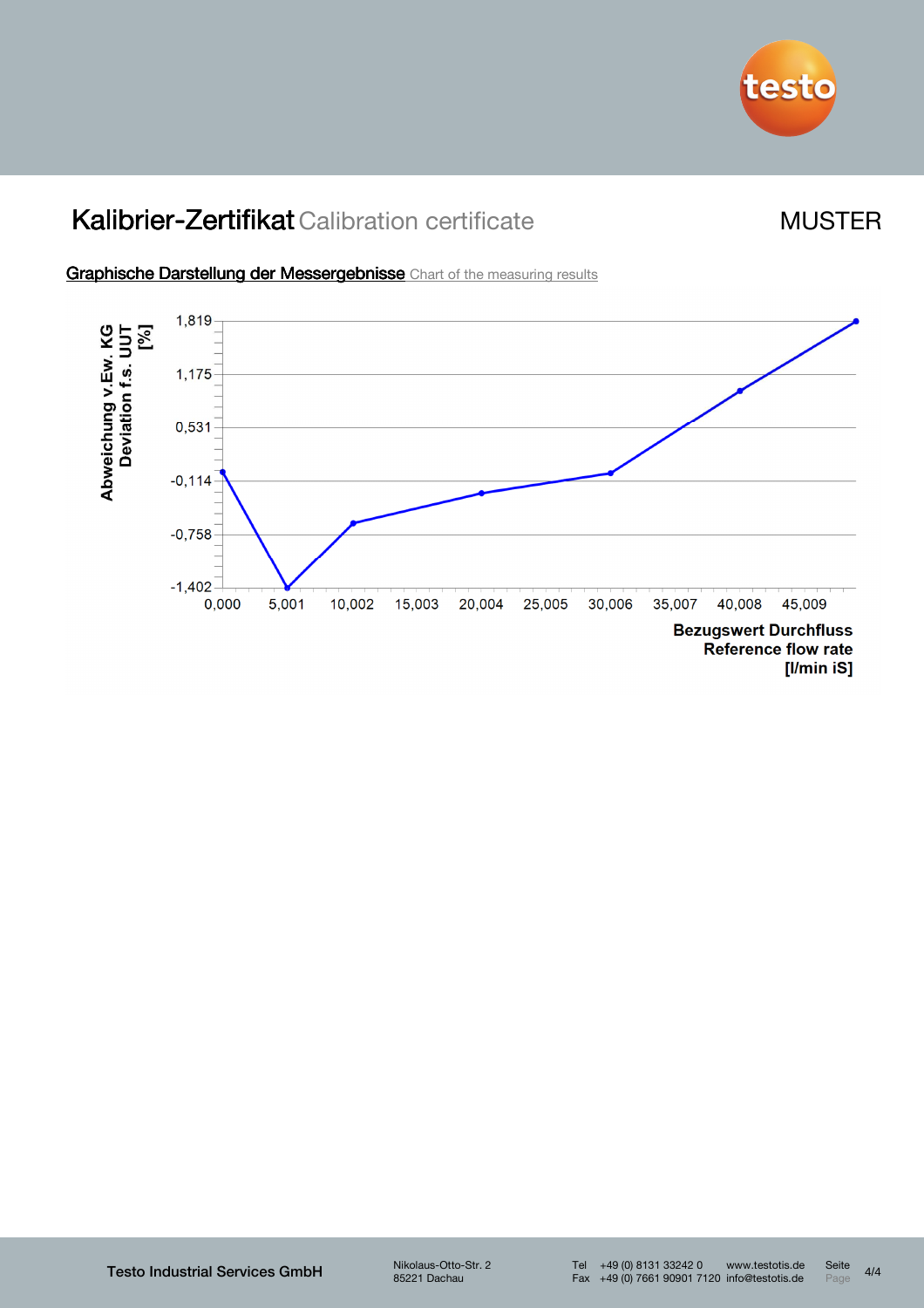# Kalibrier-Zertifikat Calibration certificate

MUSTER

## Graphische Darstellung der Messergebnisse Chart of the measuring results

Abweichung v.Ew. KG
Deviation f.s. UUT
[%]

1,819
1,175
0,531
-0,114
-0,758
-1,402

0,000 5,001 10,002 15,003 20,004 25,005 30,006 35,007 40,008 45,009

Bezugswert Durchfluss
Reference flow rate
[l/min iS]

Testo Industrial Services GmbH

Nikolaus-Otto-Str. 2
85221 Dachau

Tel +49 (0) 8131 33242 0
Fax +49 (0) 7661 90901 7120

www.testotis.de
info@testotis.de